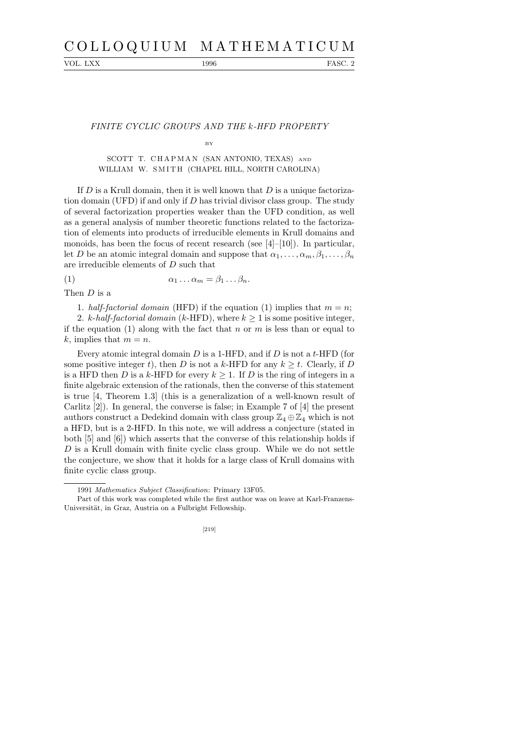# FINITE CYCLIC GROUPS AND THE $k$-HFD PROPERTY

BY

SCOTT T. CHAPMAN (SAN ANTONIO, TEXAS) AND
WILLIAM W. SMITH (CHAPEL HILL, NORTH CAROLINA)

If $D$ is a Krull domain, then it is well known that $D$ is a unique factorization domain (UFD) if and only if $D$ has trivial divisor class group. The study of several factorization properties weaker than the UFD condition, as well as a general analysis of number theoretic functions related to the factorization of elements into products of irreducible elements in Krull domains and monoids, has been the focus of recent research (see [4]–[10]). In particular, let $D$ be an atomic integral domain and suppose that $\alpha_1, \ldots, \alpha_m, \beta_1, \ldots, \beta_n$ are irreducible elements of $D$ such that

$$\alpha_1 \ldots \alpha_m = \beta_1 \ldots \beta_n. \tag{1}$$

Then $D$ is a

1. *half-factorial domain* (HFD) if the equation (1) implies that $m = n$;
2. *$k$-half-factorial domain* ($k$-HFD), where $k \geq 1$ is some positive integer, if the equation (1) along with the fact that $n$ or $m$ is less than or equal to $k$, implies that $m = n$.

Every atomic integral domain $D$ is a 1-HFD, and if $D$ is not a $t$-HFD (for some positive integer $t$), then $D$ is not a $k$-HFD for any $k \geq t$. Clearly, if $D$ is a HFD then $D$ is a $k$-HFD for every $k \geq 1$. If $D$ is the ring of integers in a finite algebraic extension of the rationals, then the converse of this statement is true [4, Theorem 1.3] (this is a generalization of a well-known result of Carlitz [2]). In general, the converse is false; in Example 7 of [4] the present authors construct a Dedekind domain with class group $\mathbb{Z}_4 \oplus \mathbb{Z}_4$ which is not a HFD, but is a 2-HFD. In this note, we will address a conjecture (stated in both [5] and [6]) which asserts that the converse of this relationship holds if $D$ is a Krull domain with finite cyclic class group. While we do not settle the conjecture, we show that it holds for a large class of Krull domains with finite cyclic class group.

---

1991 *Mathematics Subject Classification*: Primary 13F05.

Part of this work was completed while the first author was on leave at Karl-Franzens-Universität, in Graz, Austria on a Fulbright Fellowship.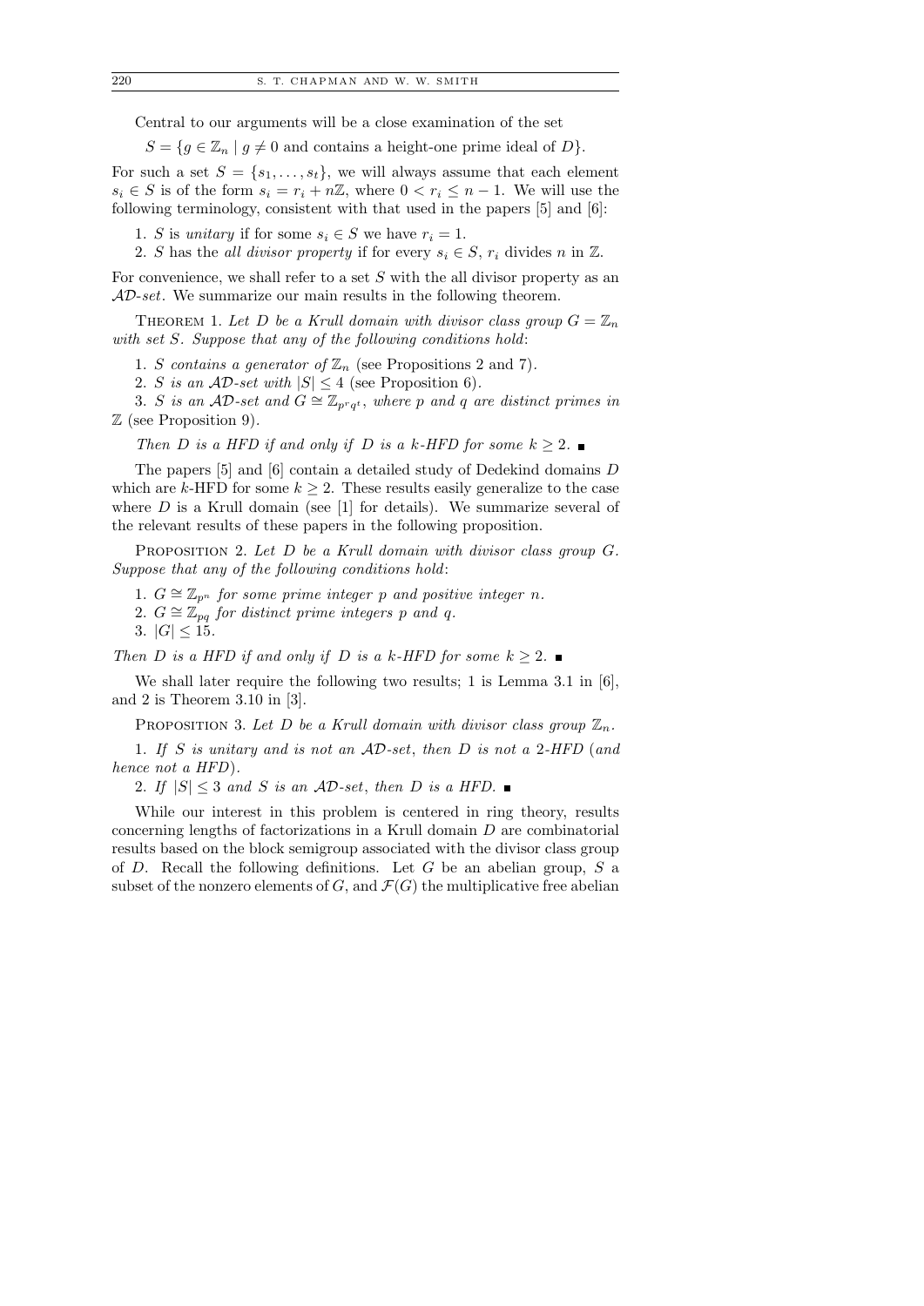Central to our arguments will be a close examination of the set

$$S = \{g \in \mathbb{Z}_n \mid g \neq 0 \text{ and contains a height-one prime ideal of } D\}.$$

For such a set $S = \{s_1, \ldots, s_t\}$, we will always assume that each element $s_i \in S$ is of the form $s_i = r_i + n\mathbb{Z}$, where $0 < r_i \leq n - 1$. We will use the following terminology, consistent with that used in the papers [5] and [6]:

1. $S$ is *unitary* if for some $s_i \in S$ we have $r_i = 1$.
2. $S$ has the *all divisor property* if for every $s_i \in S$, $r_i$ divides $n$ in $\mathbb{Z}$.

For convenience, we shall refer to a set $S$ with the all divisor property as an $\mathcal{AD}$*-set*. We summarize our main results in the following theorem.

THEOREM 1. *Let $D$ be a Krull domain with divisor class group $G = \mathbb{Z}_n$ with set $S$. Suppose that any of the following conditions hold*:

1. *$S$ contains a generator of $\mathbb{Z}_n$* (see Propositions 2 and 7).
2. *$S$ is an $\mathcal{AD}$-set with $|S| \leq 4$* (see Proposition 6).
3. *$S$ is an $\mathcal{AD}$-set and $G \cong \mathbb{Z}_{p^r q^t}$, where $p$ and $q$ are distinct primes in* $\mathbb{Z}$ (see Proposition 9).

*Then $D$ is a HFD if and only if $D$ is a $k$-HFD for some $k \geq 2$.* ∎

The papers [5] and [6] contain a detailed study of Dedekind domains $D$ which are $k$-HFD for some $k \geq 2$. These results easily generalize to the case where $D$ is a Krull domain (see [1] for details). We summarize several of the relevant results of these papers in the following proposition.

PROPOSITION 2. *Let $D$ be a Krull domain with divisor class group $G$. Suppose that any of the following conditions hold*:

1. *$G \cong \mathbb{Z}_{p^n}$ for some prime integer $p$ and positive integer $n$.*
2. *$G \cong \mathbb{Z}_{pq}$ for distinct prime integers $p$ and $q$.*
3. *$|G| \leq 15$.*

*Then $D$ is a HFD if and only if $D$ is a $k$-HFD for some $k \geq 2$.* ∎

We shall later require the following two results; 1 is Lemma 3.1 in [6], and 2 is Theorem 3.10 in [3].

PROPOSITION 3. *Let $D$ be a Krull domain with divisor class group $\mathbb{Z}_n$.*

1. *If $S$ is unitary and is not an $\mathcal{AD}$-set, then $D$ is not a 2-HFD* (*and hence not a HFD*).
2. *If $|S| \leq 3$ and $S$ is an $\mathcal{AD}$-set, then $D$ is a HFD.* ∎

While our interest in this problem is centered in ring theory, results concerning lengths of factorizations in a Krull domain $D$ are combinatorial results based on the block semigroup associated with the divisor class group of $D$. Recall the following definitions. Let $G$ be an abelian group, $S$ a subset of the nonzero elements of $G$, and $\mathcal{F}(G)$ the multiplicative free abelian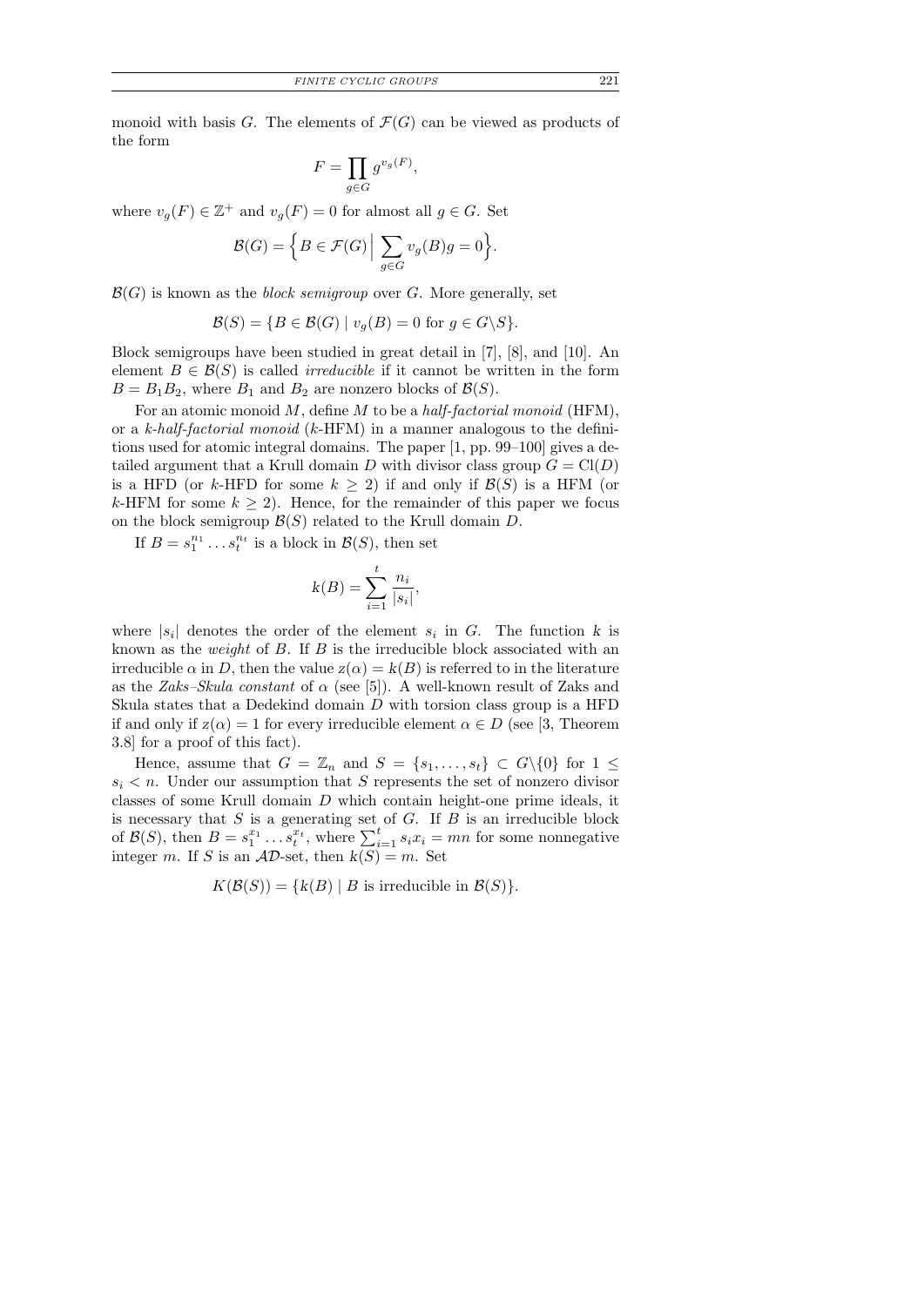monoid with basis $G$. The elements of $\mathcal{F}(G)$ can be viewed as products of the form

$$F = \prod_{g \in G} g^{v_g(F)},$$

where $v_g(F) \in \mathbb{Z}^+$ and $v_g(F) = 0$ for almost all $g \in G$. Set

$$\mathcal{B}(G) = \Big\{ B \in \mathcal{F}(G) \Bigm| \sum_{g \in G} v_g(B) g = 0 \Big\}.$$

$\mathcal{B}(G)$ is known as the *block semigroup* over $G$. More generally, set

$$\mathcal{B}(S) = \{ B \in \mathcal{B}(G) \mid v_g(B) = 0 \text{ for } g \in G \backslash S \}.$$

Block semigroups have been studied in great detail in [7], [8], and [10]. An element $B \in \mathcal{B}(S)$ is called *irreducible* if it cannot be written in the form $B = B_1 B_2$, where $B_1$ and $B_2$ are nonzero blocks of $\mathcal{B}(S)$.

For an atomic monoid $M$, define $M$ to be a *half-factorial monoid* (HFM), or a *k-half-factorial monoid* ($k$-HFM) in a manner analogous to the definitions used for atomic integral domains. The paper [1, pp. 99–100] gives a detailed argument that a Krull domain $D$ with divisor class group $G = \mathrm{Cl}(D)$ is a HFD (or $k$-HFD for some $k \geq 2$) if and only if $\mathcal{B}(S)$ is a HFM (or $k$-HFM for some $k \geq 2$). Hence, for the remainder of this paper we focus on the block semigroup $\mathcal{B}(S)$ related to the Krull domain $D$.

If $B = s_1^{n_1} \ldots s_t^{n_t}$ is a block in $\mathcal{B}(S)$, then set

$$k(B) = \sum_{i=1}^{t} \frac{n_i}{|s_i|},$$

where $|s_i|$ denotes the order of the element $s_i$ in $G$. The function $k$ is known as the *weight* of $B$. If $B$ is the irreducible block associated with an irreducible $\alpha$ in $D$, then the value $z(\alpha) = k(B)$ is referred to in the literature as the *Zaks–Skula constant* of $\alpha$ (see [5]). A well-known result of Zaks and Skula states that a Dedekind domain $D$ with torsion class group is a HFD if and only if $z(\alpha) = 1$ for every irreducible element $\alpha \in D$ (see [3, Theorem 3.8] for a proof of this fact).

Hence, assume that $G = \mathbb{Z}_n$ and $S = \{s_1, \ldots, s_t\} \subset G \backslash \{0\}$ for $1 \leq s_i < n$. Under our assumption that $S$ represents the set of nonzero divisor classes of some Krull domain $D$ which contain height-one prime ideals, it is necessary that $S$ is a generating set of $G$. If $B$ is an irreducible block of $\mathcal{B}(S)$, then $B = s_1^{x_1} \ldots s_t^{x_t}$, where $\sum_{i=1}^{t} s_i x_i = mn$ for some nonnegative integer $m$. If $S$ is an $\mathcal{AD}$-set, then $k(S) = m$. Set

$$K(\mathcal{B}(S)) = \{ k(B) \mid B \text{ is irreducible in } \mathcal{B}(S) \}.$$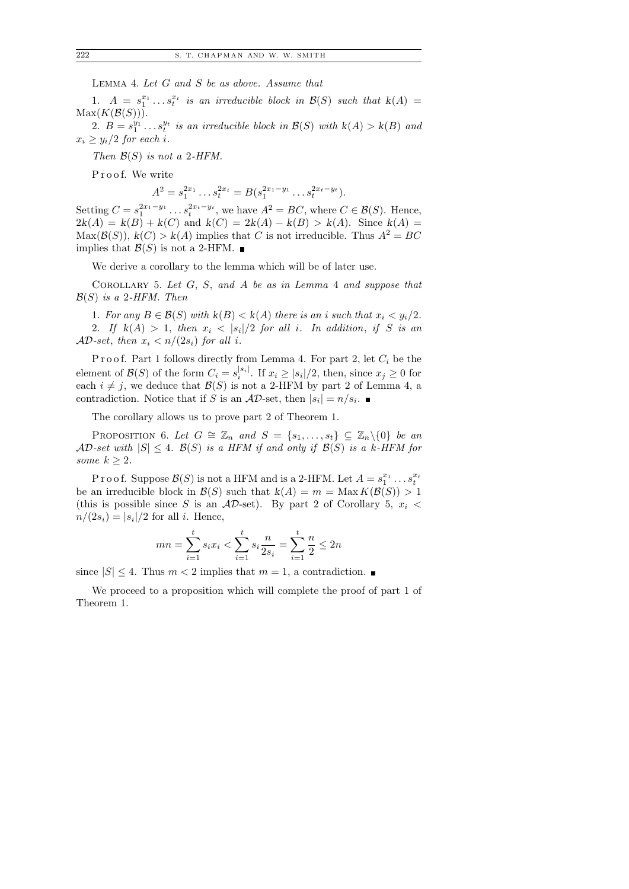LEMMA 4. *Let $G$ and $S$ be as above. Assume that*

1. *$A = s_1^{x_1} \ldots s_t^{x_t}$ is an irreducible block in $\mathcal{B}(S)$ such that $k(A) = \mathrm{Max}(K(\mathcal{B}(S)))$.*

2. *$B = s_1^{y_1} \ldots s_t^{y_t}$ is an irreducible block in $\mathcal{B}(S)$ with $k(A) > k(B)$ and $x_i \geq y_i/2$ for each $i$.*

*Then $\mathcal{B}(S)$ is not a 2-HFM.*

Proof. We write

$$A^2 = s_1^{2x_1} \ldots s_t^{2x_t} = B(s_1^{2x_1-y_1} \ldots s_t^{2x_t-y_t}).$$

Setting $C = s_1^{2x_1-y_1} \ldots s_t^{2x_t-y_t}$, we have $A^2 = BC$, where $C \in \mathcal{B}(S)$. Hence, $2k(A) = k(B) + k(C)$ and $k(C) = 2k(A) - k(B) > k(A)$. Since $k(A) = \mathrm{Max}(\mathcal{B}(S))$, $k(C) > k(A)$ implies that $C$ is not irreducible. Thus $A^2 = BC$ implies that $\mathcal{B}(S)$ is not a 2-HFM. ■

We derive a corollary to the lemma which will be of later use.

COROLLARY 5. *Let $G$, $S$, and $A$ be as in Lemma 4 and suppose that $\mathcal{B}(S)$ is a 2-HFM. Then*

1. *For any $B \in \mathcal{B}(S)$ with $k(B) < k(A)$ there is an $i$ such that $x_i < y_i/2$.*

2. *If $k(A) > 1$, then $x_i < |s_i|/2$ for all $i$. In addition, if $S$ is an $\mathcal{AD}$-set, then $x_i < n/(2s_i)$ for all $i$.*

Proof. Part 1 follows directly from Lemma 4. For part 2, let $C_i$ be the element of $\mathcal{B}(S)$ of the form $C_i = s_i^{|s_i|}$. If $x_i \geq |s_i|/2$, then, since $x_j \geq 0$ for each $i \neq j$, we deduce that $\mathcal{B}(S)$ is not a 2-HFM by part 2 of Lemma 4, a contradiction. Notice that if $S$ is an $\mathcal{AD}$-set, then $|s_i| = n/s_i$. ■

The corollary allows us to prove part 2 of Theorem 1.

PROPOSITION 6. *Let $G \cong \mathbb{Z}_n$ and $S = \{s_1, \ldots, s_t\} \subseteq \mathbb{Z}_n \backslash \{0\}$ be an $\mathcal{AD}$-set with $|S| \leq 4$. $\mathcal{B}(S)$ is a HFM if and only if $\mathcal{B}(S)$ is a $k$-HFM for some $k \geq 2$.*

Proof. Suppose $\mathcal{B}(S)$ is not a HFM and is a 2-HFM. Let $A = s_1^{x_1} \ldots s_t^{x_t}$ be an irreducible block in $\mathcal{B}(S)$ such that $k(A) = m = \mathrm{Max}\, K(\mathcal{B}(S)) > 1$ (this is possible since $S$ is an $\mathcal{AD}$-set). By part 2 of Corollary 5, $x_i < n/(2s_i) = |s_i|/2$ for all $i$. Hence,

$$mn = \sum_{i=1}^{t} s_i x_i < \sum_{i=1}^{t} s_i \frac{n}{2s_i} = \sum_{i=1}^{t} \frac{n}{2} \leq 2n$$

since $|S| \leq 4$. Thus $m < 2$ implies that $m = 1$, a contradiction. ■

We proceed to a proposition which will complete the proof of part 1 of Theorem 1.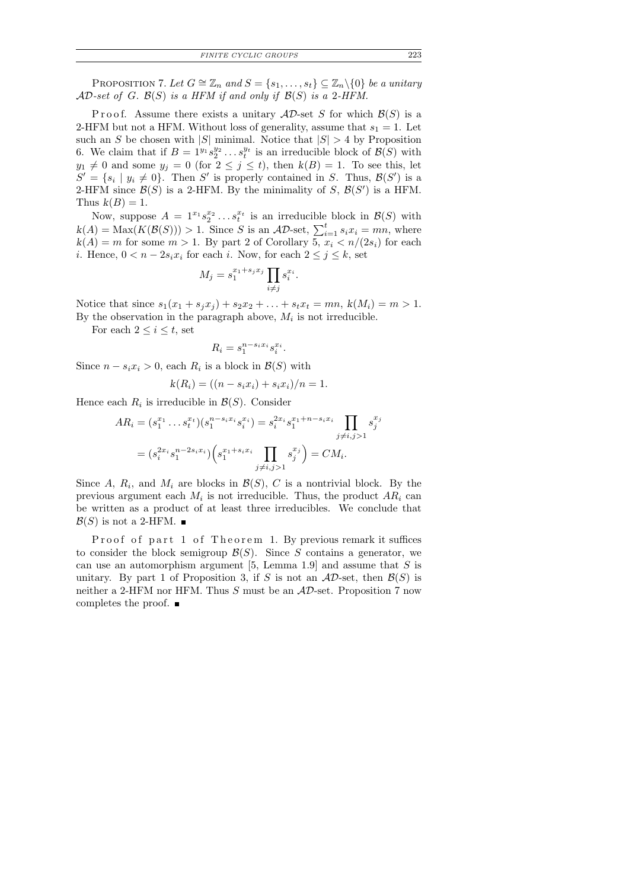Proposition 7. *Let $G \cong \mathbb{Z}_n$ and $S = \{s_1, \ldots, s_t\} \subseteq \mathbb{Z}_n \backslash \{0\}$ be a unitary $\mathcal{AD}$-set of $G$. $\mathcal{B}(S)$ is a HFM if and only if $\mathcal{B}(S)$ is a 2-HFM.*

P r o o f. Assume there exists a unitary $\mathcal{AD}$-set $S$ for which $\mathcal{B}(S)$ is a 2-HFM but not a HFM. Without loss of generality, assume that $s_1 = 1$. Let such an $S$ be chosen with $|S|$ minimal. Notice that $|S| > 4$ by Proposition 6. We claim that if $B = 1^{y_1} s_2^{y_2} \ldots s_t^{y_t}$ is an irreducible block of $\mathcal{B}(S)$ with $y_1 \neq 0$ and some $y_j = 0$ (for $2 \leq j \leq t$), then $k(B) = 1$. To see this, let $S' = \{s_i \mid y_i \neq 0\}$. Then $S'$ is properly contained in $S$. Thus, $\mathcal{B}(S')$ is a 2-HFM since $\mathcal{B}(S)$ is a 2-HFM. By the minimality of $S$, $\mathcal{B}(S')$ is a HFM. Thus $k(B) = 1$.

Now, suppose $A = 1^{x_1} s_2^{x_2} \ldots s_t^{x_t}$ is an irreducible block in $\mathcal{B}(S)$ with $k(A) = \mathrm{Max}(K(\mathcal{B}(S))) > 1$. Since $S$ is an $\mathcal{AD}$-set, $\sum_{i=1}^{t} s_i x_i = mn$, where $k(A) = m$ for some $m > 1$. By part 2 of Corollary 5, $x_i < n/(2s_i)$ for each $i$. Hence, $0 < n - 2s_i x_i$ for each $i$. Now, for each $2 \leq j \leq k$, set

$$M_j = s_1^{x_1 + s_j x_j} \prod_{i \neq j} s_i^{x_i}.$$

Notice that since $s_1(x_1 + s_j x_j) + s_2 x_2 + \ldots + s_t x_t = mn$, $k(M_i) = m > 1$. By the observation in the paragraph above, $M_i$ is not irreducible.

For each $2 \leq i \leq t$, set

$$R_i = s_1^{n - s_i x_i} s_i^{x_i}.$$

Since $n - s_i x_i > 0$, each $R_i$ is a block in $\mathcal{B}(S)$ with

$$k(R_i) = ((n - s_i x_i) + s_i x_i)/n = 1.$$

Hence each $R_i$ is irreducible in $\mathcal{B}(S)$. Consider

$$\begin{aligned} AR_i &= (s_1^{x_1} \ldots s_t^{x_t})(s_1^{n - s_i x_i} s_i^{x_i}) = s_i^{2x_i} s_1^{x_1 + n - s_i x_i} \prod_{j \neq i, j > 1} s_j^{x_j} \\ &= (s_i^{2x_i} s_1^{n - 2s_i x_i}) \Big( s_1^{x_1 + s_i x_i} \prod_{j \neq i, j > 1} s_j^{x_j} \Big) = CM_i. \end{aligned}$$

Since $A$, $R_i$, and $M_i$ are blocks in $\mathcal{B}(S)$, $C$ is a nontrivial block. By the previous argument each $M_i$ is not irreducible. Thus, the product $AR_i$ can be written as a product of at least three irreducibles. We conclude that $\mathcal{B}(S)$ is not a 2-HFM. ∎

P r o o f o f p a r t 1 o f T h e o r e m 1. By previous remark it suffices to consider the block semigroup $\mathcal{B}(S)$. Since $S$ contains a generator, we can use an automorphism argument [5, Lemma 1.9] and assume that $S$ is unitary. By part 1 of Proposition 3, if $S$ is not an $\mathcal{AD}$-set, then $\mathcal{B}(S)$ is neither a 2-HFM nor HFM. Thus $S$ must be an $\mathcal{AD}$-set. Proposition 7 now completes the proof. ∎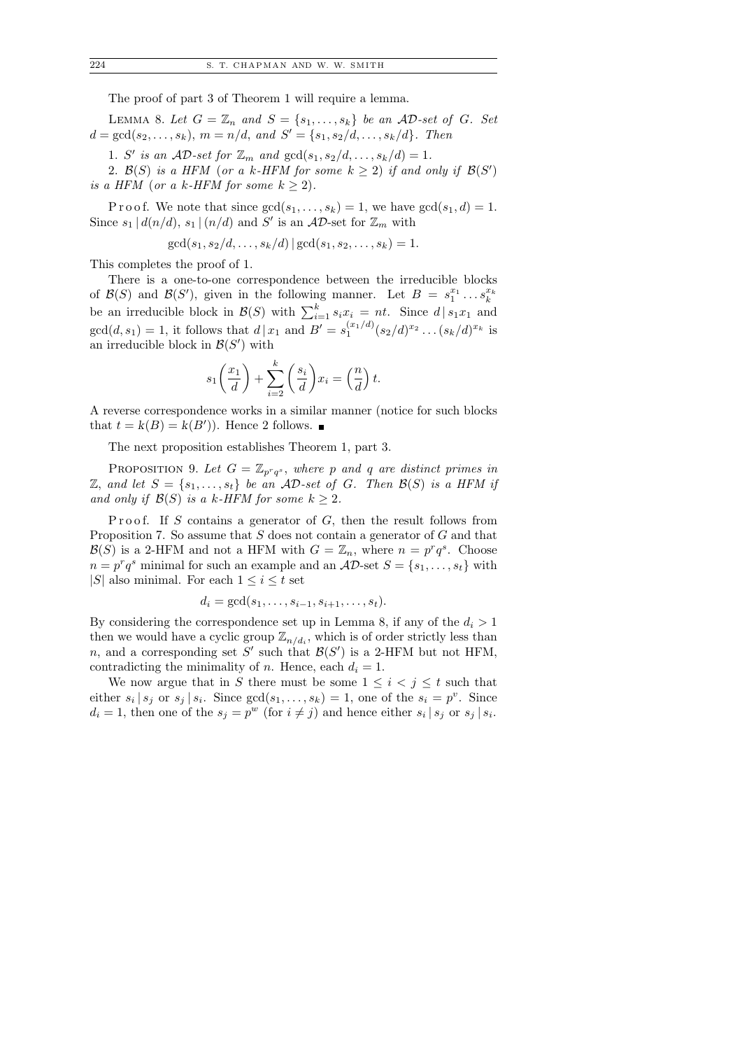The proof of part 3 of Theorem 1 will require a lemma.

LEMMA 8. *Let $G = \mathbb{Z}_n$ and $S = \{s_1, \ldots, s_k\}$ be an $\mathcal{AD}$-set of $G$. Set $d = \gcd(s_2, \ldots, s_k)$, $m = n/d$, and $S' = \{s_1, s_2/d, \ldots, s_k/d\}$. Then*

1. *$S'$ is an $\mathcal{AD}$-set for $\mathbb{Z}_m$ and $\gcd(s_1, s_2/d, \ldots, s_k/d) = 1$.*

2. *$\mathcal{B}(S)$ is a HFM (or a $k$-HFM for some $k \geq 2$) if and only if $\mathcal{B}(S')$ is a HFM (or a $k$-HFM for some $k \geq 2$).*

Proof. We note that since $\gcd(s_1, \ldots, s_k) = 1$, we have $\gcd(s_1, d) = 1$. Since $s_1 \mid d(n/d)$, $s_1 \mid (n/d)$ and $S'$ is an $\mathcal{AD}$-set for $\mathbb{Z}_m$ with

$$\gcd(s_1, s_2/d, \ldots, s_k/d) \mid \gcd(s_1, s_2, \ldots, s_k) = 1.$$

This completes the proof of 1.

There is a one-to-one correspondence between the irreducible blocks of $\mathcal{B}(S)$ and $\mathcal{B}(S')$, given in the following manner. Let $B = s_1^{x_1} \ldots s_k^{x_k}$ be an irreducible block in $\mathcal{B}(S)$ with $\sum_{i=1}^{k} s_i x_i = nt$. Since $d \mid s_1 x_1$ and $\gcd(d, s_1) = 1$, it follows that $d \mid x_1$ and $B' = s_1^{(x_1/d)} (s_2/d)^{x_2} \ldots (s_k/d)^{x_k}$ is an irreducible block in $\mathcal{B}(S')$ with

$$s_1\left(\frac{x_1}{d}\right) + \sum_{i=2}^{k} \left(\frac{s_i}{d}\right) x_i = \left(\frac{n}{d}\right) t.$$

A reverse correspondence works in a similar manner (notice for such blocks that $t = k(B) = k(B')$). Hence 2 follows. ∎

The next proposition establishes Theorem 1, part 3.

PROPOSITION 9. *Let $G = \mathbb{Z}_{p^r q^s}$, where $p$ and $q$ are distinct primes in $\mathbb{Z}$, and let $S = \{s_1, \ldots, s_t\}$ be an $\mathcal{AD}$-set of $G$. Then $\mathcal{B}(S)$ is a HFM if and only if $\mathcal{B}(S)$ is a $k$-HFM for some $k \geq 2$.*

Proof. If $S$ contains a generator of $G$, then the result follows from Proposition 7. So assume that $S$ does not contain a generator of $G$ and that $\mathcal{B}(S)$ is a 2-HFM and not a HFM with $G = \mathbb{Z}_n$, where $n = p^r q^s$. Choose $n = p^r q^s$ minimal for such an example and an $\mathcal{AD}$-set $S = \{s_1, \ldots, s_t\}$ with $|S|$ also minimal. For each $1 \leq i \leq t$ set

$$d_i = \gcd(s_1, \ldots, s_{i-1}, s_{i+1}, \ldots, s_t).$$

By considering the correspondence set up in Lemma 8, if any of the $d_i > 1$ then we would have a cyclic group $\mathbb{Z}_{n/d_i}$, which is of order strictly less than $n$, and a corresponding set $S'$ such that $\mathcal{B}(S')$ is a 2-HFM but not HFM, contradicting the minimality of $n$. Hence, each $d_i = 1$.

We now argue that in $S$ there must be some $1 \leq i < j \leq t$ such that either $s_i \mid s_j$ or $s_j \mid s_i$. Since $\gcd(s_1, \ldots, s_k) = 1$, one of the $s_i = p^v$. Since $d_i = 1$, then one of the $s_j = p^w$ (for $i \neq j$) and hence either $s_i \mid s_j$ or $s_j \mid s_i$.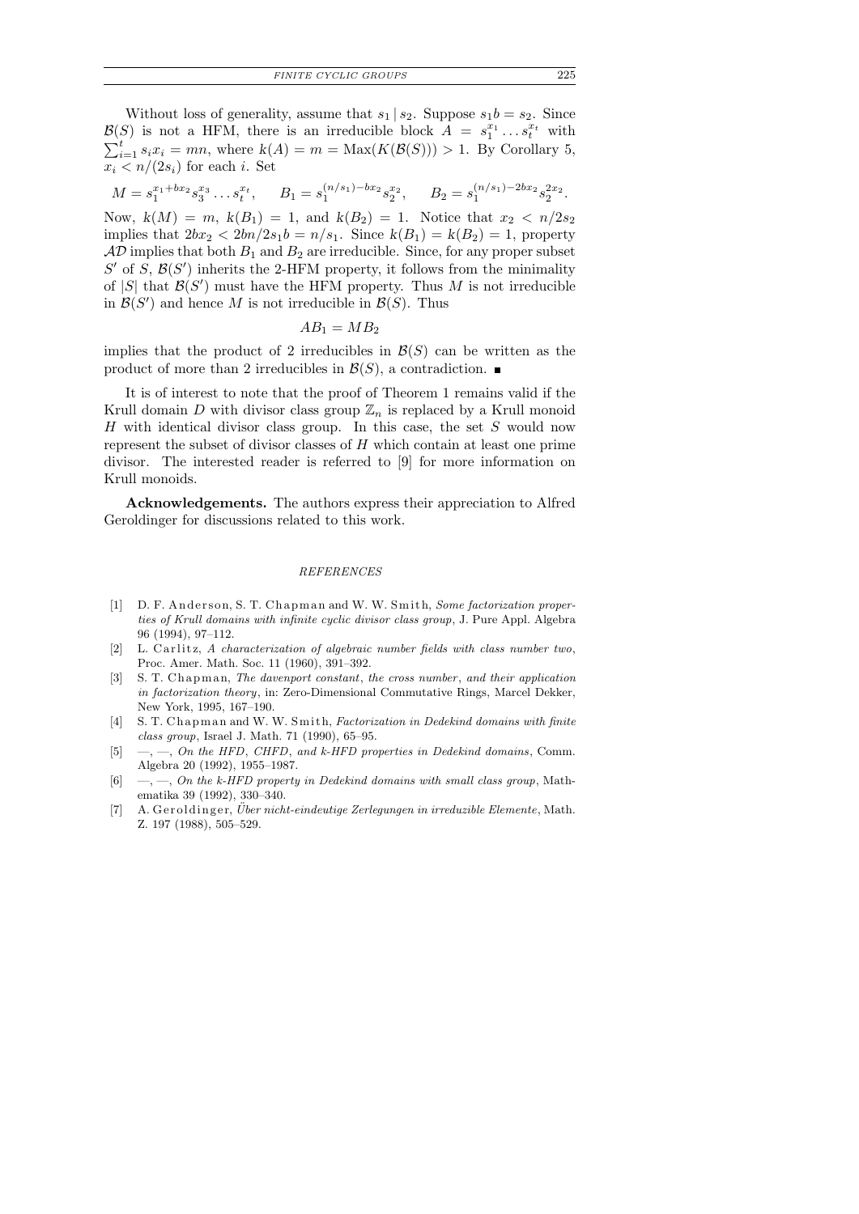Without loss of generality, assume that $s_1 \mid s_2$. Suppose $s_1 b = s_2$. Since $\mathcal{B}(S)$ is not a HFM, there is an irreducible block $A = s_1^{x_1} \ldots s_t^{x_t}$ with $\sum_{i=1}^{t} s_i x_i = mn$, where $k(A) = m = \mathrm{Max}(K(\mathcal{B}(S))) > 1$. By Corollary 5, $x_i < n/(2s_i)$ for each $i$. Set

$$M = s_1^{x_1 + bx_2} s_3^{x_3} \ldots s_t^{x_t}, \qquad B_1 = s_1^{(n/s_1) - bx_2} s_2^{x_2}, \qquad B_2 = s_1^{(n/s_1) - 2bx_2} s_2^{2x_2}.$$

Now, $k(M) = m$, $k(B_1) = 1$, and $k(B_2) = 1$. Notice that $x_2 < n/2s_2$ implies that $2bx_2 < 2bn/2s_1 b = n/s_1$. Since $k(B_1) = k(B_2) = 1$, property $\mathcal{AD}$ implies that both $B_1$ and $B_2$ are irreducible. Since, for any proper subset $S'$ of $S$, $\mathcal{B}(S')$ inherits the 2-HFM property, it follows from the minimality of $|S|$ that $\mathcal{B}(S')$ must have the HFM property. Thus $M$ is not irreducible in $\mathcal{B}(S')$ and hence $M$ is not irreducible in $\mathcal{B}(S)$. Thus

$$AB_1 = MB_2$$

implies that the product of 2 irreducibles in $\mathcal{B}(S)$ can be written as the product of more than 2 irreducibles in $\mathcal{B}(S)$, a contradiction. ∎

It is of interest to note that the proof of Theorem 1 remains valid if the Krull domain $D$ with divisor class group $\mathbb{Z}_n$ is replaced by a Krull monoid $H$ with identical divisor class group. In this case, the set $S$ would now represent the subset of divisor classes of $H$ which contain at least one prime divisor. The interested reader is referred to [9] for more information on Krull monoids.

**Acknowledgements.** The authors express their appreciation to Alfred Geroldinger for discussions related to this work.

## REFERENCES

[1] D. F. Anderson, S. T. Chapman and W. W. Smith, *Some factorization properties of Krull domains with infinite cyclic divisor class group*, J. Pure Appl. Algebra 96 (1994), 97–112.

[2] L. Carlitz, *A characterization of algebraic number fields with class number two*, Proc. Amer. Math. Soc. 11 (1960), 391–392.

[3] S. T. Chapman, *The davenport constant, the cross number, and their application in factorization theory*, in: Zero-Dimensional Commutative Rings, Marcel Dekker, New York, 1995, 167–190.

[4] S. T. Chapman and W. W. Smith, *Factorization in Dedekind domains with finite class group*, Israel J. Math. 71 (1990), 65–95.

[5] —, —, *On the HFD, CHFD, and k-HFD properties in Dedekind domains*, Comm. Algebra 20 (1992), 1955–1987.

[6] —, —, *On the k-HFD property in Dedekind domains with small class group*, Mathematika 39 (1992), 330–340.

[7] A. Geroldinger, *Über nicht-eindeutige Zerlegungen in irreduzible Elemente*, Math. Z. 197 (1988), 505–529.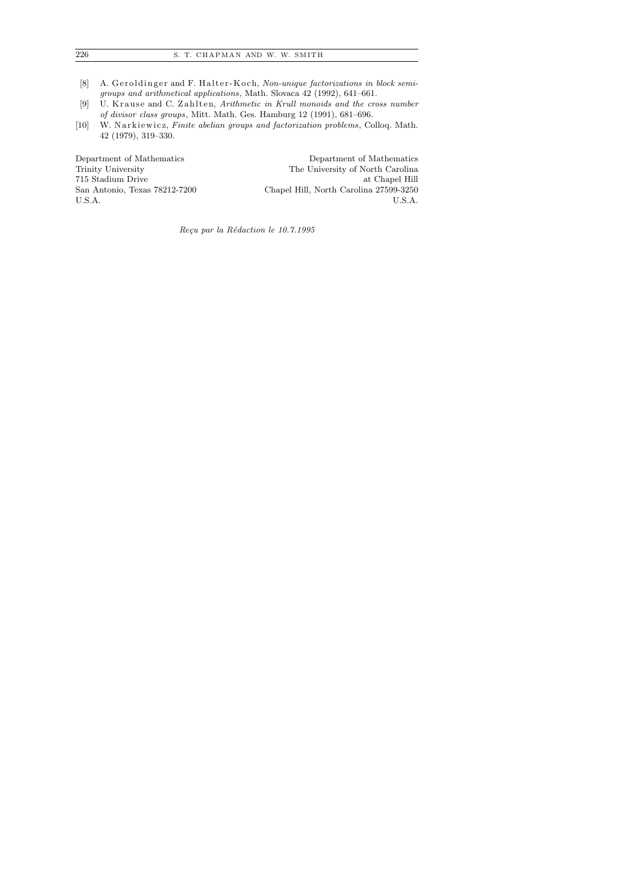[8] A. Geroldinger and F. Halter-Koch, *Non-unique factorizations in block semigroups and arithmetical applications*, Math. Slovaca 42 (1992), 641–661.

[9] U. Krause and C. Zahlten, *Arithmetic in Krull monoids and the cross number of divisor class groups*, Mitt. Math. Ges. Hamburg 12 (1991), 681–696.

[10] W. Narkiewicz, *Finite abelian groups and factorization problems*, Colloq. Math. 42 (1979), 319–330.

Department of Mathematics
Trinity University
715 Stadium Drive
San Antonio, Texas 78212-7200
U.S.A.

Department of Mathematics
The University of North Carolina
at Chapel Hill
Chapel Hill, North Carolina 27599-3250
U.S.A.

*Reçu par la Rédaction le 10.7.1995*